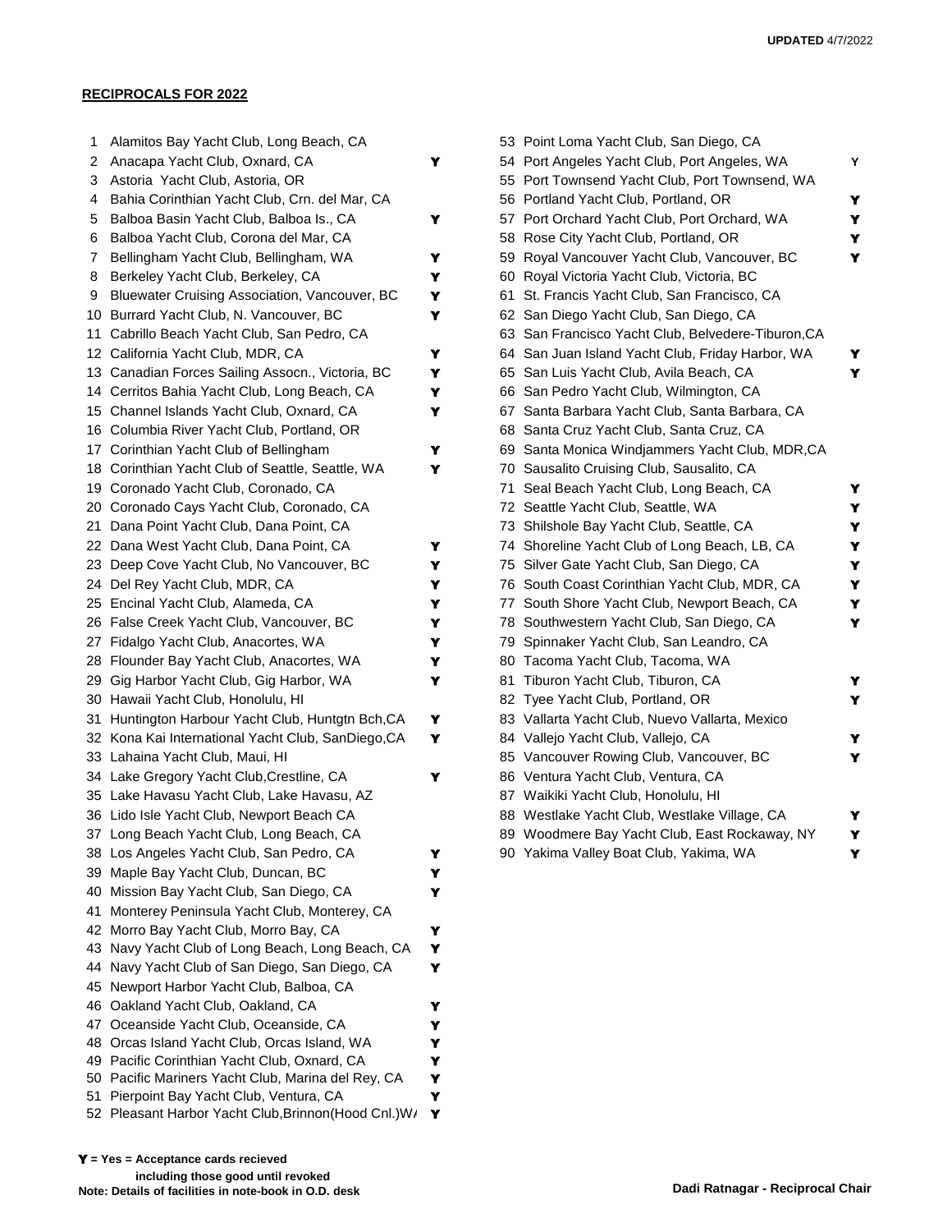**UPDATED** 4/7/2022

**RECIPROCALS FOR 2022**

| # | Club | |
|---|---|---|
| 1 | Alamitos Bay Yacht Club, Long Beach, CA | |
| 2 | Anacapa Yacht Club, Oxnard, CA | Y |
| 3 | Astoria Yacht Club, Astoria, OR | |
| 4 | Bahia Corinthian Yacht Club, Crn. del Mar, CA | |
| 5 | Balboa Basin Yacht Club, Balboa Is., CA | Y |
| 6 | Balboa Yacht Club, Corona del Mar, CA | |
| 7 | Bellingham Yacht Club, Bellingham, WA | Y |
| 8 | Berkeley Yacht Club, Berkeley, CA | Y |
| 9 | Bluewater Cruising Association, Vancouver, BC | Y |
| 10 | Burrard Yacht Club, N. Vancouver, BC | Y |
| 11 | Cabrillo Beach Yacht Club, San Pedro, CA | |
| 12 | California Yacht Club, MDR, CA | Y |
| 13 | Canadian Forces Sailing Assocn., Victoria, BC | Y |
| 14 | Cerritos Bahia Yacht Club, Long Beach, CA | Y |
| 15 | Channel Islands Yacht Club, Oxnard, CA | Y |
| 16 | Columbia River Yacht Club, Portland, OR | |
| 17 | Corinthian Yacht Club of Bellingham | Y |
| 18 | Corinthian Yacht Club of Seattle, Seattle, WA | Y |
| 19 | Coronado Yacht Club, Coronado, CA | |
| 20 | Coronado Cays Yacht Club, Coronado, CA | |
| 21 | Dana Point Yacht Club, Dana Point, CA | |
| 22 | Dana West Yacht Club, Dana Point, CA | Y |
| 23 | Deep Cove Yacht Club, No Vancouver, BC | Y |
| 24 | Del Rey Yacht Club, MDR, CA | Y |
| 25 | Encinal Yacht Club, Alameda, CA | Y |
| 26 | False Creek Yacht Club, Vancouver, BC | Y |
| 27 | Fidalgo Yacht Club, Anacortes, WA | Y |
| 28 | Flounder Bay Yacht Club, Anacortes, WA | Y |
| 29 | Gig Harbor Yacht Club, Gig Harbor, WA | Y |
| 30 | Hawaii Yacht Club, Honolulu, HI | |
| 31 | Huntington Harbour Yacht Club, Huntgtn Bch,CA | Y |
| 32 | Kona Kai International Yacht Club, SanDiego,CA | Y |
| 33 | Lahaina Yacht Club, Maui, HI | |
| 34 | Lake Gregory Yacht Club,Crestline, CA | Y |
| 35 | Lake Havasu Yacht Club, Lake Havasu, AZ | |
| 36 | Lido Isle Yacht Club, Newport Beach CA | |
| 37 | Long Beach Yacht Club, Long Beach, CA | |
| 38 | Los Angeles Yacht Club, San Pedro, CA | Y |
| 39 | Maple Bay Yacht Club, Duncan, BC | Y |
| 40 | Mission Bay Yacht Club, San Diego, CA | Y |
| 41 | Monterey Peninsula Yacht Club, Monterey, CA | |
| 42 | Morro Bay Yacht Club, Morro Bay, CA | Y |
| 43 | Navy Yacht Club of Long Beach, Long Beach, CA | Y |
| 44 | Navy Yacht Club of San Diego, San Diego, CA | Y |
| 45 | Newport Harbor Yacht Club, Balboa, CA | |
| 46 | Oakland Yacht Club, Oakland, CA | Y |
| 47 | Oceanside Yacht Club, Oceanside, CA | Y |
| 48 | Orcas Island Yacht Club, Orcas Island, WA | Y |
| 49 | Pacific Corinthian Yacht Club, Oxnard, CA | Y |
| 50 | Pacific Mariners Yacht Club, Marina del Rey, CA | Y |
| 51 | Pierpoint Bay Yacht Club, Ventura, CA | Y |
| 52 | Pleasant Harbor Yacht Club,Brinnon(Hood Cnl.)WA | Y |
| 53 | Point Loma Yacht Club, San Diego, CA | |
| 54 | Port Angeles Yacht Club, Port Angeles, WA | Y |
| 55 | Port Townsend Yacht Club, Port Townsend, WA | |
| 56 | Portland Yacht Club, Portland, OR | Y |
| 57 | Port Orchard Yacht Club, Port Orchard, WA | Y |
| 58 | Rose City Yacht Club, Portland, OR | Y |
| 59 | Royal Vancouver Yacht Club, Vancouver, BC | Y |
| 60 | Royal Victoria Yacht Club, Victoria, BC | |
| 61 | St. Francis Yacht Club, San Francisco, CA | |
| 62 | San Diego Yacht Club, San Diego, CA | |
| 63 | San Francisco Yacht Club, Belvedere-Tiburon,CA | |
| 64 | San Juan Island Yacht Club, Friday Harbor, WA | Y |
| 65 | San Luis Yacht Club, Avila Beach, CA | Y |
| 66 | San Pedro Yacht Club, Wilmington, CA | |
| 67 | Santa Barbara Yacht Club, Santa Barbara, CA | |
| 68 | Santa Cruz Yacht Club, Santa Cruz, CA | |
| 69 | Santa Monica Windjammers Yacht Club, MDR,CA | |
| 70 | Sausalito Cruising Club, Sausalito, CA | |
| 71 | Seal Beach Yacht Club, Long Beach, CA | Y |
| 72 | Seattle Yacht Club, Seattle, WA | Y |
| 73 | Shilshole Bay Yacht Club, Seattle, CA | Y |
| 74 | Shoreline Yacht Club of Long Beach, LB, CA | Y |
| 75 | Silver Gate Yacht Club, San Diego, CA | Y |
| 76 | South Coast Corinthian Yacht Club, MDR, CA | Y |
| 77 | South Shore Yacht Club, Newport Beach, CA | Y |
| 78 | Southwestern Yacht Club, San Diego, CA | Y |
| 79 | Spinnaker Yacht Club, San Leandro, CA | |
| 80 | Tacoma Yacht Club, Tacoma, WA | |
| 81 | Tiburon Yacht Club, Tiburon, CA | Y |
| 82 | Tyee Yacht Club, Portland, OR | Y |
| 83 | Vallarta Yacht Club, Nuevo Vallarta, Mexico | |
| 84 | Vallejo Yacht Club, Vallejo, CA | Y |
| 85 | Vancouver Rowing Club, Vancouver, BC | Y |
| 86 | Ventura Yacht Club, Ventura, CA | |
| 87 | Waikiki Yacht Club, Honolulu, HI | |
| 88 | Westlake Yacht Club, Westlake Village, CA | Y |
| 89 | Woodmere Bay Yacht Club, East Rockaway, NY | Y |
| 90 | Yakima Valley Boat Club, Yakima, WA | Y |

**Y = Yes = Acceptance cards recieved**
**including those good until revoked**
**Note: Details of facilities in note-book in O.D. desk**

**Dadi Ratnagar - Reciprocal Chair**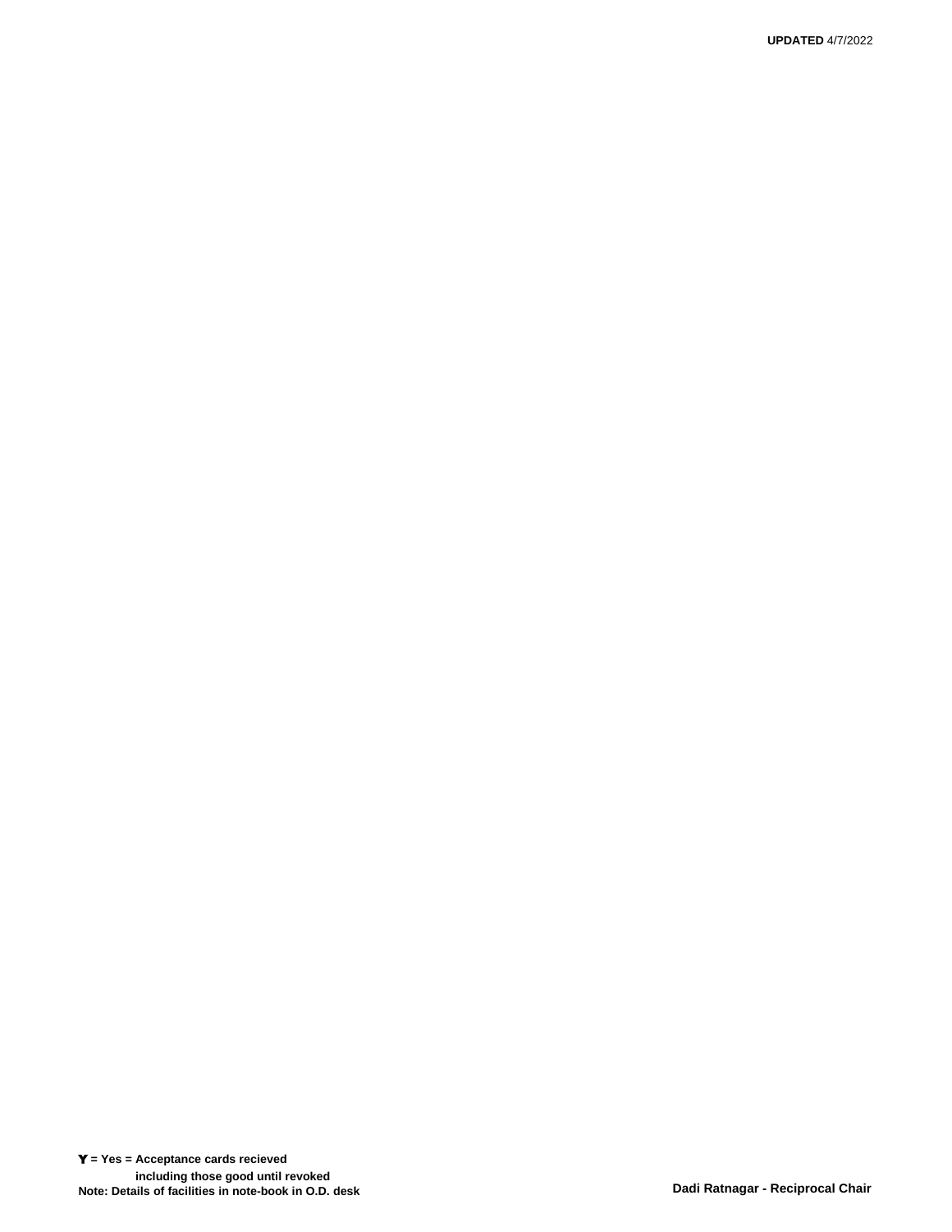**UPDATED** 4/7/2022

**Y = Yes = Acceptance cards recieved**
**including those good until revoked**
**Note: Details of facilities in note-book in O.D. desk**

**Dadi Ratnagar - Reciprocal Chair**